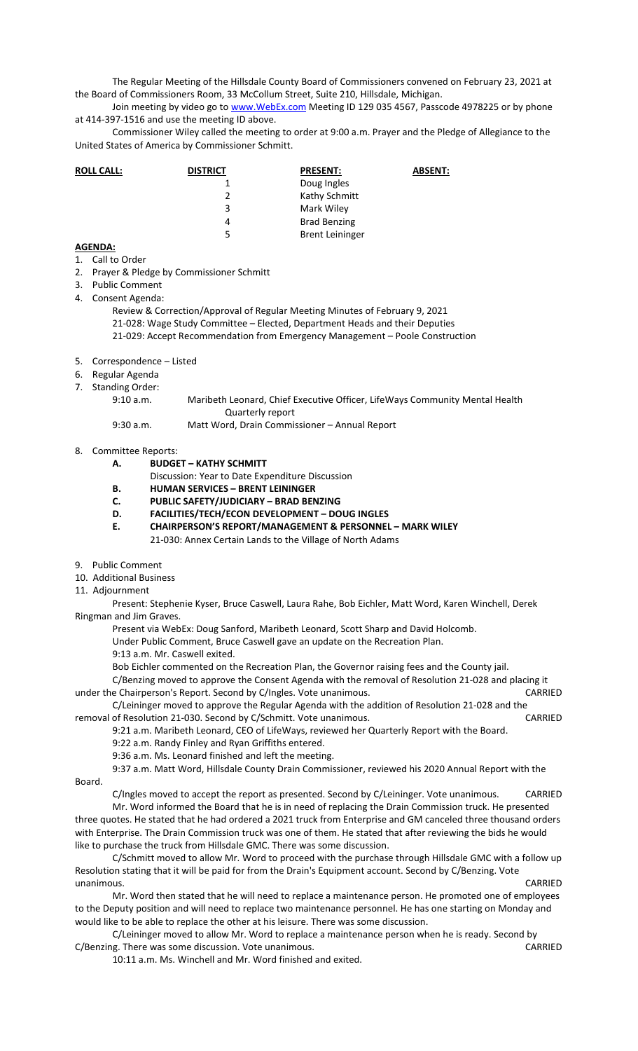The Regular Meeting of the Hillsdale County Board of Commissioners convened on February 23, 2021 at the Board of Commissioners Room, 33 McCollum Street, Suite 210, Hillsdale, Michigan.

Join meeting by video go to www.WebEx.com Meeting ID 129 035 4567, Passcode 4978225 or by phone at 414-397-1516 and use the meeting ID above.

Commissioner Wiley called the meeting to order at 9:00 a.m. Prayer and the Pledge of Allegiance to the United States of America by Commissioner Schmitt.

| **ROLL CALL:** | **DISTRICT** | **PRESENT:** | **ABSENT:** |
|---|---|---|---|
| | 1 | Doug Ingles | |
| | 2 | Kathy Schmitt | |
| | 3 | Mark Wiley | |
| | 4 | Brad Benzing | |
| | 5 | Brent Leininger | |

**AGENDA:**

1. Call to Order
2. Prayer & Pledge by Commissioner Schmitt
3. Public Comment
4. Consent Agenda:
   - Review & Correction/Approval of Regular Meeting Minutes of February 9, 2021
   - 21-028: Wage Study Committee – Elected, Department Heads and their Deputies
   - 21-029: Accept Recommendation from Emergency Management – Poole Construction
5. Correspondence – Listed
6. Regular Agenda
7. Standing Order:
   - 9:10 a.m. Maribeth Leonard, Chief Executive Officer, LifeWays Community Mental Health Quarterly report
   - 9:30 a.m. Matt Word, Drain Commissioner – Annual Report
8. Committee Reports:
   - **A. BUDGET – KATHY SCHMITT**
     - Discussion: Year to Date Expenditure Discussion
   - **B. HUMAN SERVICES – BRENT LEININGER**
   - **C. PUBLIC SAFETY/JUDICIARY – BRAD BENZING**
   - **D. FACILITIES/TECH/ECON DEVELOPMENT – DOUG INGLES**
   - **E. CHAIRPERSON'S REPORT/MANAGEMENT & PERSONNEL – MARK WILEY**
     - 21-030: Annex Certain Lands to the Village of North Adams
9. Public Comment
10. Additional Business
11. Adjournment

Present: Stephenie Kyser, Bruce Caswell, Laura Rahe, Bob Eichler, Matt Word, Karen Winchell, Derek Ringman and Jim Graves.

Present via WebEx: Doug Sanford, Maribeth Leonard, Scott Sharp and David Holcomb.

Under Public Comment, Bruce Caswell gave an update on the Recreation Plan.

9:13 a.m. Mr. Caswell exited.

Bob Eichler commented on the Recreation Plan, the Governor raising fees and the County jail.

C/Benzing moved to approve the Consent Agenda with the removal of Resolution 21-028 and placing it under the Chairperson's Report. Second by C/Ingles. Vote unanimous. CARRIED

C/Leininger moved to approve the Regular Agenda with the addition of Resolution 21-028 and the removal of Resolution 21-030. Second by C/Schmitt. Vote unanimous. CARRIED

9:21 a.m. Maribeth Leonard, CEO of LifeWays, reviewed her Quarterly Report with the Board.

9:22 a.m. Randy Finley and Ryan Griffiths entered.

9:36 a.m. Ms. Leonard finished and left the meeting.

9:37 a.m. Matt Word, Hillsdale County Drain Commissioner, reviewed his 2020 Annual Report with the Board.

C/Ingles moved to accept the report as presented. Second by C/Leininger. Vote unanimous. CARRIED

Mr. Word informed the Board that he is in need of replacing the Drain Commission truck. He presented three quotes. He stated that he had ordered a 2021 truck from Enterprise and GM canceled three thousand orders with Enterprise. The Drain Commission truck was one of them. He stated that after reviewing the bids he would like to purchase the truck from Hillsdale GMC. There was some discussion.

C/Schmitt moved to allow Mr. Word to proceed with the purchase through Hillsdale GMC with a follow up Resolution stating that it will be paid for from the Drain's Equipment account. Second by C/Benzing. Vote unanimous. CARRIED

Mr. Word then stated that he will need to replace a maintenance person. He promoted one of employees to the Deputy position and will need to replace two maintenance personnel. He has one starting on Monday and would like to be able to replace the other at his leisure. There was some discussion.

C/Leininger moved to allow Mr. Word to replace a maintenance person when he is ready. Second by C/Benzing. There was some discussion. Vote unanimous. CARRIED

10:11 a.m. Ms. Winchell and Mr. Word finished and exited.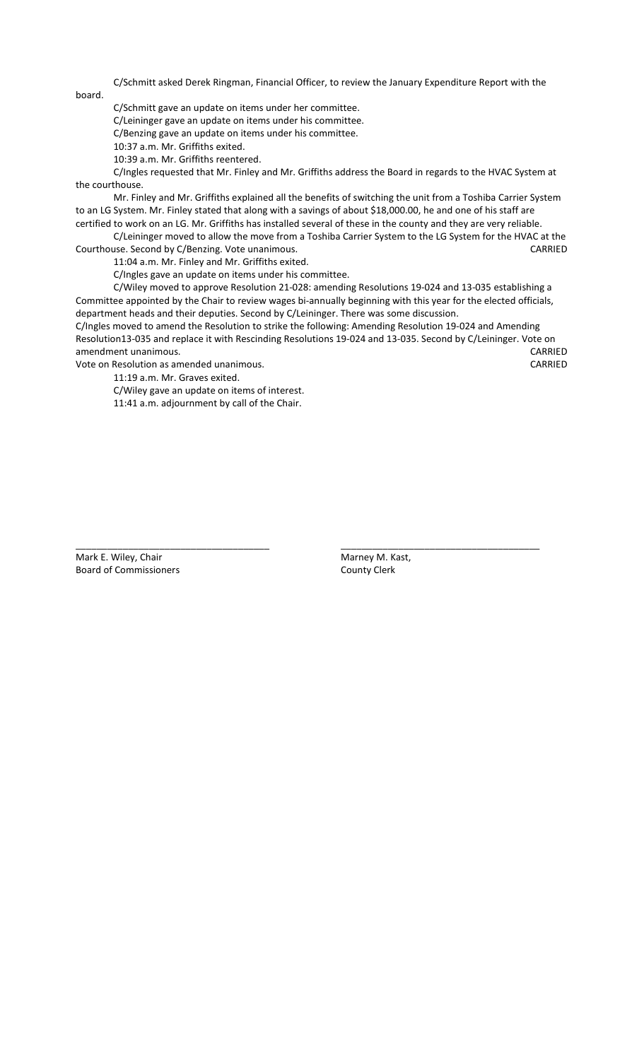C/Schmitt asked Derek Ringman, Financial Officer, to review the January Expenditure Report with the board.

C/Schmitt gave an update on items under her committee.

C/Leininger gave an update on items under his committee.

C/Benzing gave an update on items under his committee.

10:37 a.m. Mr. Griffiths exited.

10:39 a.m. Mr. Griffiths reentered.

C/Ingles requested that Mr. Finley and Mr. Griffiths address the Board in regards to the HVAC System at the courthouse.

Mr. Finley and Mr. Griffiths explained all the benefits of switching the unit from a Toshiba Carrier System to an LG System. Mr. Finley stated that along with a savings of about $18,000.00, he and one of his staff are certified to work on an LG. Mr. Griffiths has installed several of these in the county and they are very reliable.

C/Leininger moved to allow the move from a Toshiba Carrier System to the LG System for the HVAC at the Courthouse. Second by C/Benzing. Vote unanimous. CARRIED

11:04 a.m. Mr. Finley and Mr. Griffiths exited.

C/Ingles gave an update on items under his committee.

C/Wiley moved to approve Resolution 21-028: amending Resolutions 19-024 and 13-035 establishing a Committee appointed by the Chair to review wages bi-annually beginning with this year for the elected officials, department heads and their deputies. Second by C/Leininger. There was some discussion.

C/Ingles moved to amend the Resolution to strike the following: Amending Resolution 19-024 and Amending Resolution13-035 and replace it with Rescinding Resolutions 19-024 and 13-035. Second by C/Leininger. Vote on amendment unanimous. CARRIED

Vote on Resolution as amended unanimous. CARRIED

11:19 a.m. Mr. Graves exited.

C/Wiley gave an update on items of interest.

11:41 a.m. adjournment by call of the Chair.

_____________________________________ _____________________________________

Mark E. Wiley, Chair
Board of Commissioners

Marney M. Kast,
County Clerk